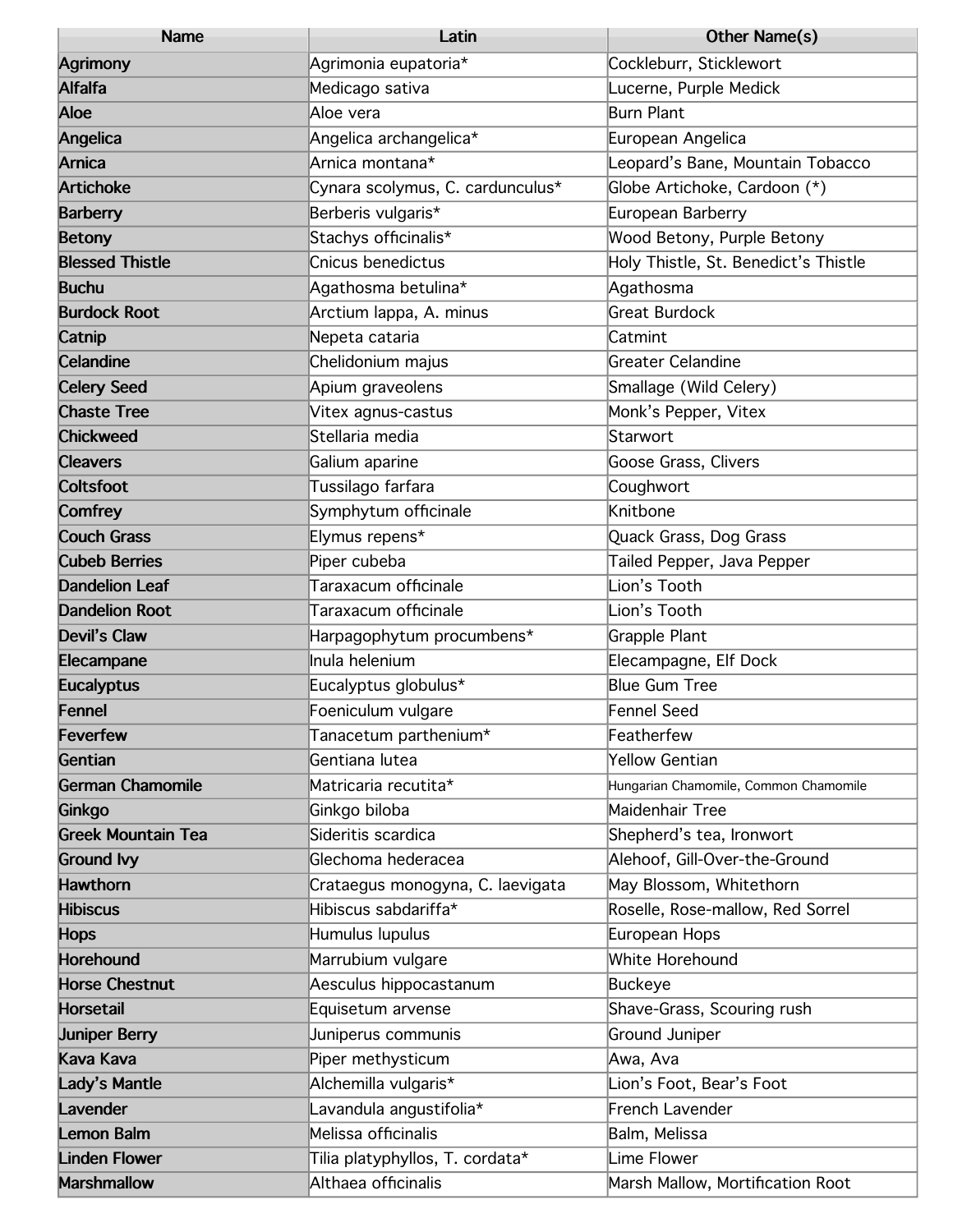| Name | Latin | Other Name(s) |
|---|---|---|
| **Agrimony** | Agrimonia eupatoria* | Cockleburr, Sticklewort |
| **Alfalfa** | Medicago sativa | Lucerne, Purple Medick |
| **Aloe** | Aloe vera | Burn Plant |
| **Angelica** | Angelica archangelica* | European Angelica |
| **Arnica** | Arnica montana* | Leopard's Bane, Mountain Tobacco |
| **Artichoke** | Cynara scolymus, C. cardunculus* | Globe Artichoke, Cardoon (*) |
| **Barberry** | Berberis vulgaris* | European Barberry |
| **Betony** | Stachys officinalis* | Wood Betony, Purple Betony |
| **Blessed Thistle** | Cnicus benedictus | Holy Thistle, St. Benedict's Thistle |
| **Buchu** | Agathosma betulina* | Agathosma |
| **Burdock Root** | Arctium lappa, A. minus | Great Burdock |
| **Catnip** | Nepeta cataria | Catmint |
| **Celandine** | Chelidonium majus | Greater Celandine |
| **Celery Seed** | Apium graveolens | Smallage (Wild Celery) |
| **Chaste Tree** | Vitex agnus-castus | Monk's Pepper, Vitex |
| **Chickweed** | Stellaria media | Starwort |
| **Cleavers** | Galium aparine | Goose Grass, Clivers |
| **Coltsfoot** | Tussilago farfara | Coughwort |
| **Comfrey** | Symphytum officinale | Knitbone |
| **Couch Grass** | Elymus repens* | Quack Grass, Dog Grass |
| **Cubeb Berries** | Piper cubeba | Tailed Pepper, Java Pepper |
| **Dandelion Leaf** | Taraxacum officinale | Lion's Tooth |
| **Dandelion Root** | Taraxacum officinale | Lion's Tooth |
| **Devil's Claw** | Harpagophytum procumbens* | Grapple Plant |
| **Elecampane** | Inula helenium | Elecampagne, Elf Dock |
| **Eucalyptus** | Eucalyptus globulus* | Blue Gum Tree |
| **Fennel** | Foeniculum vulgare | Fennel Seed |
| **Feverfew** | Tanacetum parthenium* | Featherfew |
| **Gentian** | Gentiana lutea | Yellow Gentian |
| **German Chamomile** | Matricaria recutita* | Hungarian Chamomile, Common Chamomile |
| **Ginkgo** | Ginkgo biloba | Maidenhair Tree |
| **Greek Mountain Tea** | Sideritis scardica | Shepherd's tea, Ironwort |
| **Ground Ivy** | Glechoma hederacea | Alehoof, Gill-Over-the-Ground |
| **Hawthorn** | Crataegus monogyna, C. laevigata | May Blossom, Whitethorn |
| **Hibiscus** | Hibiscus sabdariffa* | Roselle, Rose-mallow, Red Sorrel |
| **Hops** | Humulus lupulus | European Hops |
| **Horehound** | Marrubium vulgare | White Horehound |
| **Horse Chestnut** | Aesculus hippocastanum | Buckeye |
| **Horsetail** | Equisetum arvense | Shave-Grass, Scouring rush |
| **Juniper Berry** | Juniperus communis | Ground Juniper |
| **Kava Kava** | Piper methysticum | Awa, Ava |
| **Lady's Mantle** | Alchemilla vulgaris* | Lion's Foot, Bear's Foot |
| **Lavender** | Lavandula angustifolia* | French Lavender |
| **Lemon Balm** | Melissa officinalis | Balm, Melissa |
| **Linden Flower** | Tilia platyphyllos, T. cordata* | Lime Flower |
| **Marshmallow** | Althaea officinalis | Marsh Mallow, Mortification Root |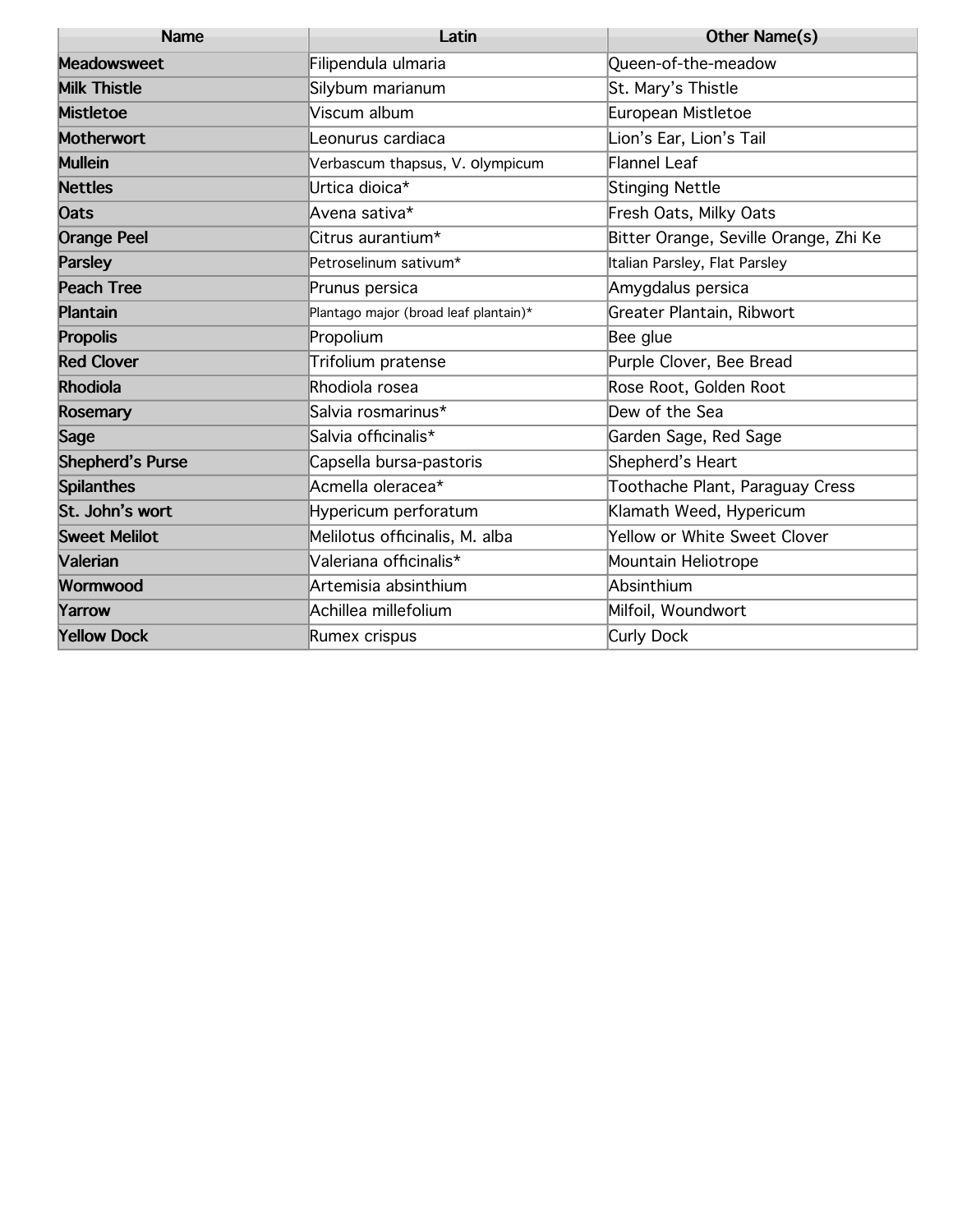| Name | Latin | Other Name(s) |
|---|---|---|
| **Meadowsweet** | Filipendula ulmaria | Queen-of-the-meadow |
| **Milk Thistle** | Silybum marianum | St. Mary's Thistle |
| **Mistletoe** | Viscum album | European Mistletoe |
| **Motherwort** | Leonurus cardiaca | Lion's Ear, Lion's Tail |
| **Mullein** | Verbascum thapsus, V. olympicum | Flannel Leaf |
| **Nettles** | Urtica dioica* | Stinging Nettle |
| **Oats** | Avena sativa* | Fresh Oats, Milky Oats |
| **Orange Peel** | Citrus aurantium* | Bitter Orange, Seville Orange, Zhi Ke |
| **Parsley** | Petroselinum sativum* | Italian Parsley, Flat Parsley |
| **Peach Tree** | Prunus persica | Amygdalus persica |
| **Plantain** | Plantago major (broad leaf plantain)* | Greater Plantain, Ribwort |
| **Propolis** | Propolium | Bee glue |
| **Red Clover** | Trifolium pratense | Purple Clover, Bee Bread |
| **Rhodiola** | Rhodiola rosea | Rose Root, Golden Root |
| **Rosemary** | Salvia rosmarinus* | Dew of the Sea |
| **Sage** | Salvia officinalis* | Garden Sage, Red Sage |
| **Shepherd's Purse** | Capsella bursa-pastoris | Shepherd's Heart |
| **Spilanthes** | Acmella oleracea* | Toothache Plant, Paraguay Cress |
| **St. John's wort** | Hypericum perforatum | Klamath Weed, Hypericum |
| **Sweet Melilot** | Melilotus officinalis, M. alba | Yellow or White Sweet Clover |
| **Valerian** | Valeriana officinalis* | Mountain Heliotrope |
| **Wormwood** | Artemisia absinthium | Absinthium |
| **Yarrow** | Achillea millefolium | Milfoil, Woundwort |
| **Yellow Dock** | Rumex crispus | Curly Dock |